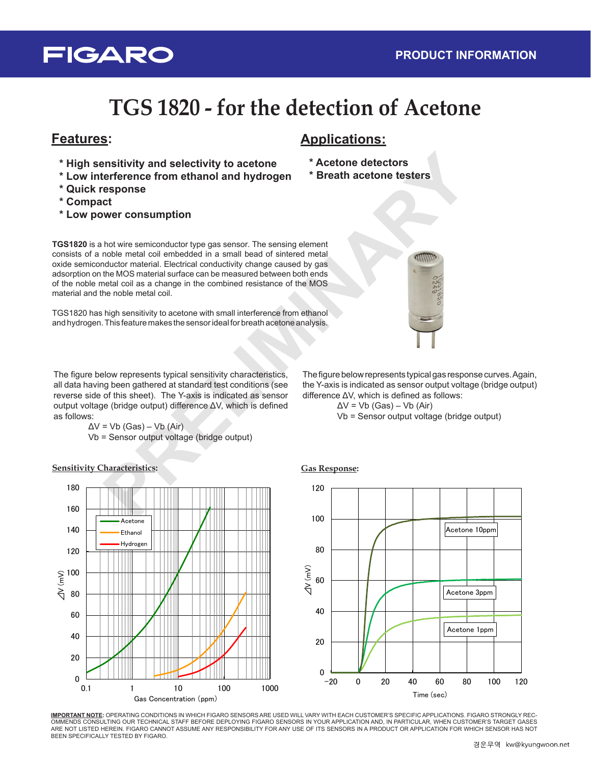# TGS 1820 - for the detection of Acetone

## Features:

* High sensitivity and selectivity to acetone
* Low interference from ethanol and hydrogen
* Quick response
* Compact
* Low power consumption

## Applications:

* Acetone detectors
* Breath acetone testers

**TGS1820** is a hot wire semiconductor type gas sensor. The sensing element consists of a noble metal coil embedded in a small bead of sintered metal oxide semiconductor material. Electrical conductivity change caused by gas adsorption on the MOS material surface can be measured between both ends of the noble metal coil as a change in the combined resistance of the MOS material and the noble metal coil.

TGS1820 has high sensitivity to acetone with small interference from ethanol and hydrogen. This feature makes the sensor ideal for breath acetone analysis.

The figure below represents typical sensitivity characteristics, all data having been gathered at standard test conditions (see reverse side of this sheet). The Y-axis is indicated as sensor output voltage (bridge output) difference ΔV, which is defined as follows:

$\Delta V = Vb\ (Gas) - Vb\ (Air)$
$Vb$ = Sensor output voltage (bridge output)

The figure below represents typical gas response curves. Again, the Y-axis is indicated as sensor output voltage (bridge output) difference ΔV, which is defined as follows:

$\Delta V = Vb\ (Gas) - Vb\ (Air)$
$Vb$ = Sensor output voltage (bridge output)

**Sensitivity Characteristics:**

**Gas Response:**

**IMPORTANT NOTE:** OPERATING CONDITIONS IN WHICH FIGARO SENSORS ARE USED WILL VARY WITH EACH CUSTOMER'S SPECIFIC APPLICATIONS. FIGARO STRONGLY RECOMMENDS CONSULTING OUR TECHNICAL STAFF BEFORE DEPLOYING FIGARO SENSORS IN YOUR APPLICATION AND, IN PARTICULAR, WHEN CUSTOMER'S TARGET GASES ARE NOT LISTED HEREIN. FIGARO CANNOT ASSUME ANY RESPONSIBILITY FOR ANY USE OF ITS SENSORS IN A PRODUCT OR APPLICATION FOR WHICH SENSOR HAS NOT BEEN SPECIFICALLY TESTED BY FIGARO.

경운무역 kw@kyungwoon.net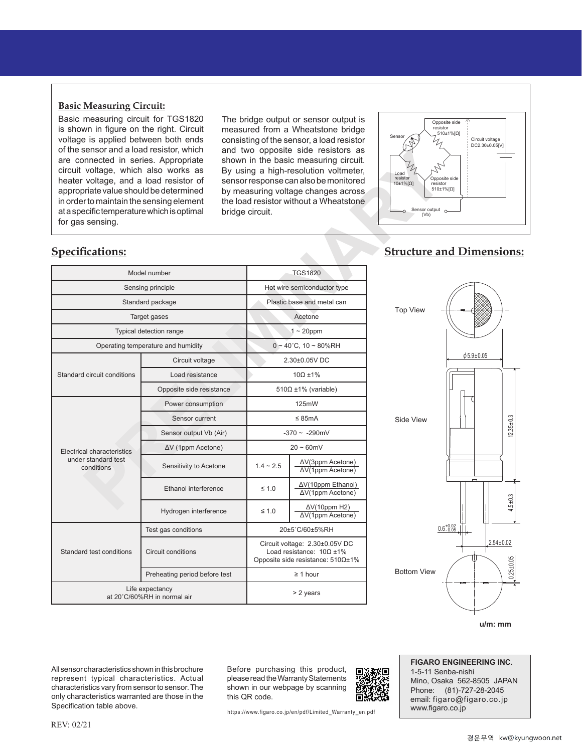## Basic Measuring Circuit:

Basic measuring circuit for TGS1820 is shown in figure on the right. Circuit voltage is applied between both ends of the sensor and a load resistor, which are connected in series. Appropriate circuit voltage, which also works as heater voltage, and a load resistor of appropriate value should be determined in order to maintain the sensing element at a specific temperature which is optimal for gas sensing.

The bridge output or sensor output is measured from a Wheatstone bridge consisting of the sensor, a load resistor and two opposite side resistors as shown in the basic measuring circuit. By using a high-resolution voltmeter, sensor response can also be monitored by measuring voltage changes across the load resistor without a Wheatstone bridge circuit.

Sensor
Opposite side resistor 510±1%[Ω]
Circuit voltage DC2.30±0.05[V]
Load resistor 10±1%[Ω]
Opposite side resistor 510±1%[Ω]
Sensor output (Vb)

## Specifications:

| | | | |
|---|---|---|---|
| Model number | | TGS1820 | |
| Sensing principle | | Hot wire semiconductor type | |
| Standard package | | Plastic base and metal can | |
| Target gases | | Acetone | |
| Typical detection range | | 1 ~ 20ppm | |
| Operating temperature and humidity | | 0 ~ 40˚C, 10 ~ 80%RH | |
| Standard circuit conditions | Circuit voltage | 2.30±0.05V DC | |
| | Load resistance | 10Ω ±1% | |
| | Opposite side resistance | 510Ω ±1% (variable) | |
| Electrical characteristics under standard test conditions | Power consumption | 125mW | |
| | Sensor current | ≤ 85mA | |
| | Sensor output Vb (Air) | -370 ~ -290mV | |
| | ΔV (1ppm Acetone) | 20 ~ 60mV | |
| | Sensitivity to Acetone | 1.4 ~ 2.5 | ΔV(3ppm Acetone) / ΔV(1ppm Acetone) |
| | Ethanol interference | ≤ 1.0 | ΔV(10ppm Ethanol) / ΔV(1ppm Acetone) |
| | Hydrogen interference | ≤ 1.0 | ΔV(10ppm H2) / ΔV(1ppm Acetone) |
| Standard test conditions | Test gas conditions | 20±5˚C/60±5%RH | |
| | Circuit conditions | Circuit voltage: 2.30±0.05V DC<br>Load resistance: 10Ω ±1%<br>Opposite side resistance: 510Ω±1% | |
| | Preheating period before test | ≥ 1 hour | |
| Life expectancy at 20˚C/60%RH in normal air | | > 2 years | |

## Structure and Dimensions:

Top View

ϕ5.9±0.05

Side View

12.35±0.3

4.5±0.3

$0.6^{+0.02}_{-0.05}$

2.54±0.02

Bottom View

0.25±0.05

u/m: mm

All sensor characteristics shown in this brochure represent typical characteristics. Actual characteristics vary from sensor to sensor. The only characteristics warranted are those in the Specification table above.

Before purchasing this product, please read the Warranty Statements shown in our webpage by scanning this QR code.

https://www.figaro.co.jp/en/pdf/Limited_Warranty_en.pdf

**FIGARO ENGINEERING INC.**
1-5-11 Senba-nishi
Mino, Osaka 562-8505 JAPAN
Phone: (81)-727-28-2045
email: figaro@figaro.co.jp
www.figaro.co.jp

REV: 02/21

경운무역 kw@kyungwoon.net